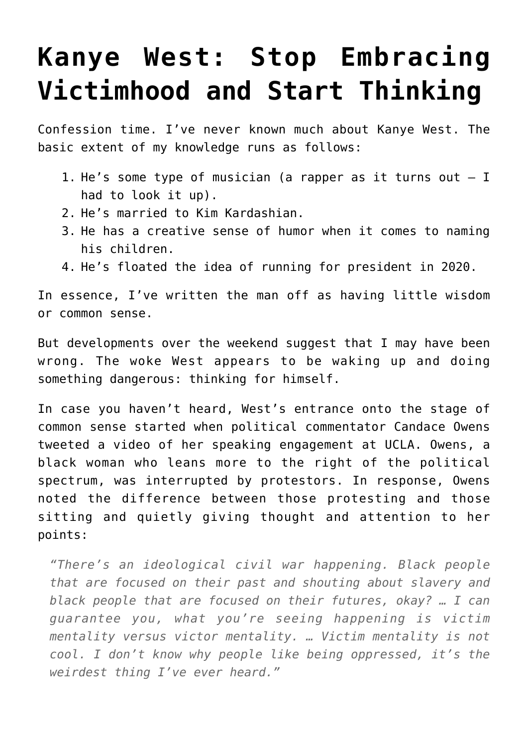# Kanye West: Stop Embracing Victimhood and Start Thinking

Confession time. I've never known much about Kanye West. The basic extent of my knowledge runs as follows:

1. He's some type of musician (a rapper as it turns out – I had to look it up).
2. He's married to Kim Kardashian.
3. He has a creative sense of humor when it comes to naming his children.
4. He's floated the idea of running for president in 2020.

In essence, I've written the man off as having little wisdom or common sense.

But developments over the weekend suggest that I may have been wrong. The woke West appears to be waking up and doing something dangerous: thinking for himself.

In case you haven't heard, West's entrance onto the stage of common sense started when political commentator Candace Owens tweeted a video of her speaking engagement at UCLA. Owens, a black woman who leans more to the right of the political spectrum, was interrupted by protestors. In response, Owens noted the difference between those protesting and those sitting and quietly giving thought and attention to her points:

> *"There's an ideological civil war happening. Black people that are focused on their past and shouting about slavery and black people that are focused on their futures, okay? … I can guarantee you, what you're seeing happening is victim mentality versus victor mentality. … Victim mentality is not cool. I don't know why people like being oppressed, it's the weirdest thing I've ever heard."*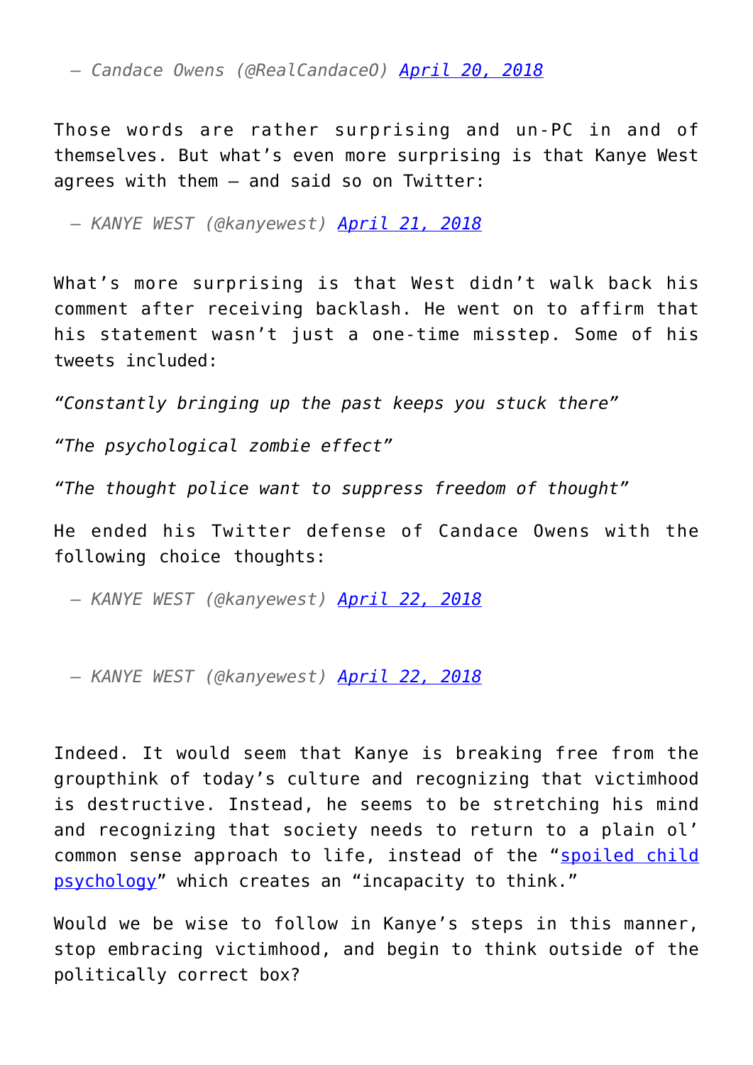— *Candace Owens (@RealCandaceO) [April 20, 2018]*

Those words are rather surprising and un-PC in and of themselves. But what's even more surprising is that Kanye West agrees with them – and said so on Twitter:

— *KANYE WEST (@kanyewest) [April 21, 2018]*

What's more surprising is that West didn't walk back his comment after receiving backlash. He went on to affirm that his statement wasn't just a one-time misstep. Some of his tweets included:

*"Constantly bringing up the past keeps you stuck there"*

*"The psychological zombie effect"*

*"The thought police want to suppress freedom of thought"*

He ended his Twitter defense of Candace Owens with the following choice thoughts:

— *KANYE WEST (@kanyewest) [April 22, 2018]*

— *KANYE WEST (@kanyewest) [April 22, 2018]*

Indeed. It would seem that Kanye is breaking free from the groupthink of today's culture and recognizing that victimhood is destructive. Instead, he seems to be stretching his mind and recognizing that society needs to return to a plain ol' common sense approach to life, instead of the "spoiled child psychology" which creates an "incapacity to think."

Would we be wise to follow in Kanye's steps in this manner, stop embracing victimhood, and begin to think outside of the politically correct box?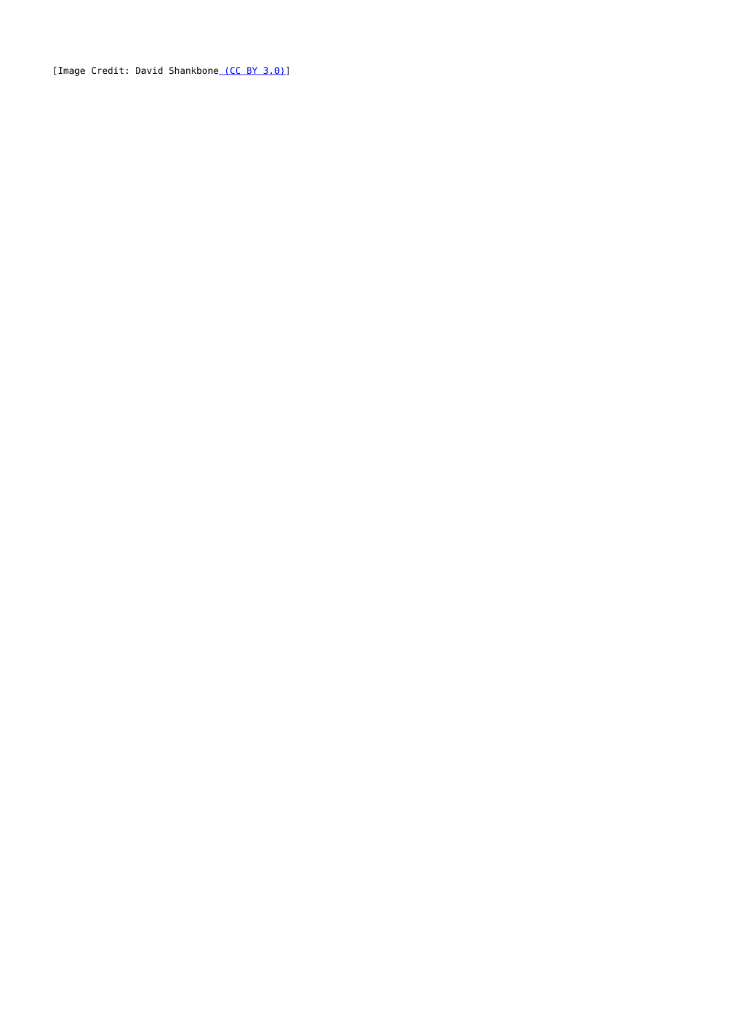[Image Credit: David Shankbone (CC BY 3.0)]